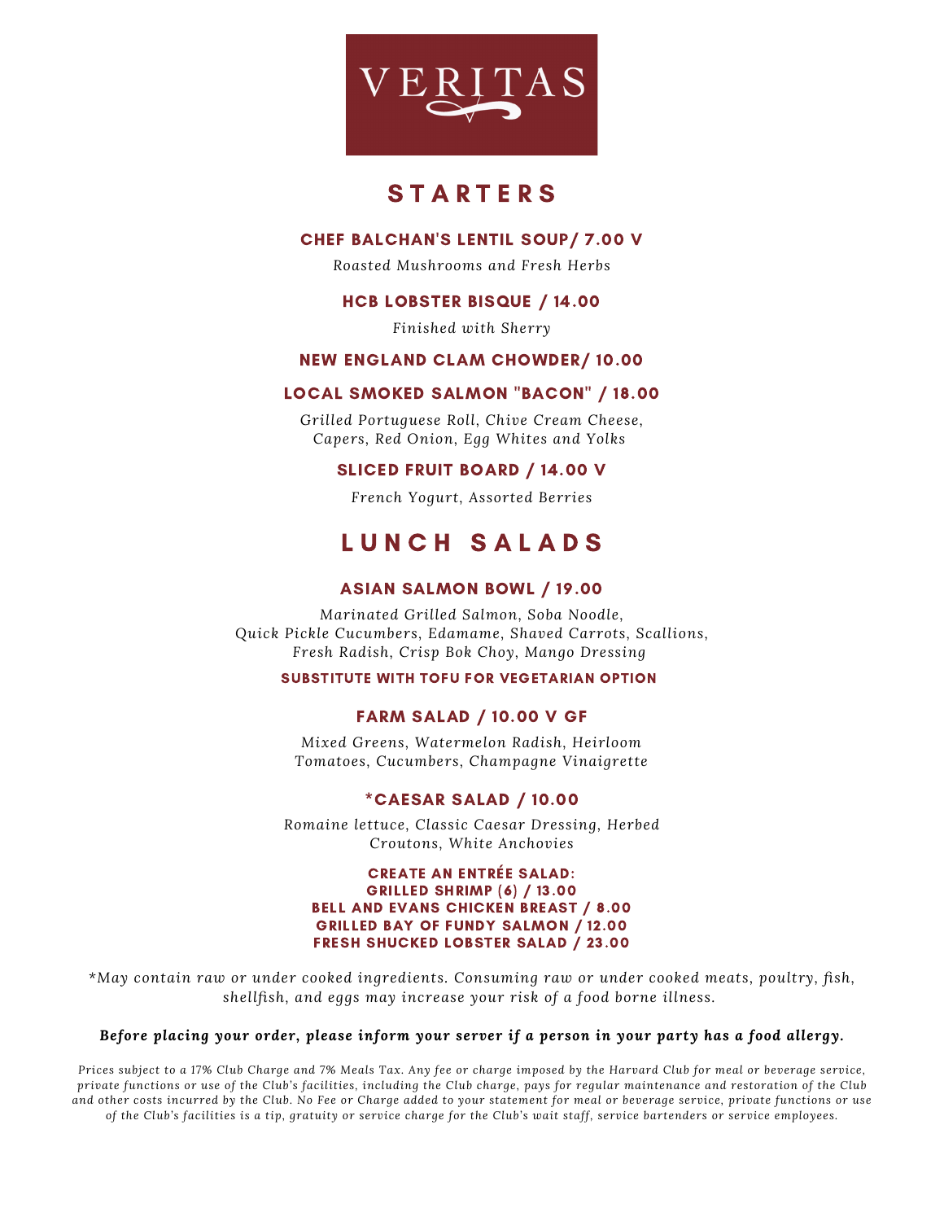# VERITAS

## STARTERS

### CHEF BALCHAN'S LENTIL SOUP/ 7.00 V

*Roasted Mushrooms and Fresh Herbs*

### HCB LOBSTER BISQUE / 14.00

*Finished with Sherry*

### NEW ENGLAND CLAM CHOWDER/ 10.00

### LOCAL SMOKED SALMON "BACON" / 18.00

*Grilled Portuguese Roll, Chive Cream Cheese, Capers, Red Onion, Egg Whites and Yolks*

### SLICED FRUIT BOARD / 14.00 V

*French Yogurt, Assorted Berries*

## LUNCH SALADS

### ASIAN SALMON BOWL / 19.00

*Marinated Grilled Salmon, Soba Noodle, Quick Pickle Cucumbers, Edamame, Shaved Carrots, Scallions, Fresh Radish, Crisp Bok Choy, Mango Dressing*

**SUBSTITUTE WITH TOFU FOR VEGETARIAN OPTION**

### FARM SALAD / 10.00 V GF

*Mixed Greens, Watermelon Radish, Heirloom Tomatoes, Cucumbers, Champagne Vinaigrette*

### *CAESAR SALAD / 10.00

*Romaine lettuce, Classic Caesar Dressing, Herbed Croutons, White Anchovies*

**CREATE AN ENTRÉE SALAD:**
**GRILLED SHRIMP (6) / 13.00**
**BELL AND EVANS CHICKEN BREAST / 8.00**
**GRILLED BAY OF FUNDY SALMON / 12.00**
**FRESH SHUCKED LOBSTER SALAD / 23.00**

*\*May contain raw or under cooked ingredients. Consuming raw or under cooked meats, poultry, fish, shellfish, and eggs may increase your risk of a food borne illness.*

***Before placing your order, please inform your server if a person in your party has a food allergy.***

*Prices subject to a 17% Club Charge and 7% Meals Tax. Any fee or charge imposed by the Harvard Club for meal or beverage service, private functions or use of the Club's facilities, including the Club charge, pays for regular maintenance and restoration of the Club and other costs incurred by the Club. No Fee or Charge added to your statement for meal or beverage service, private functions or use of the Club's facilities is a tip, gratuity or service charge for the Club's wait staff, service bartenders or service employees.*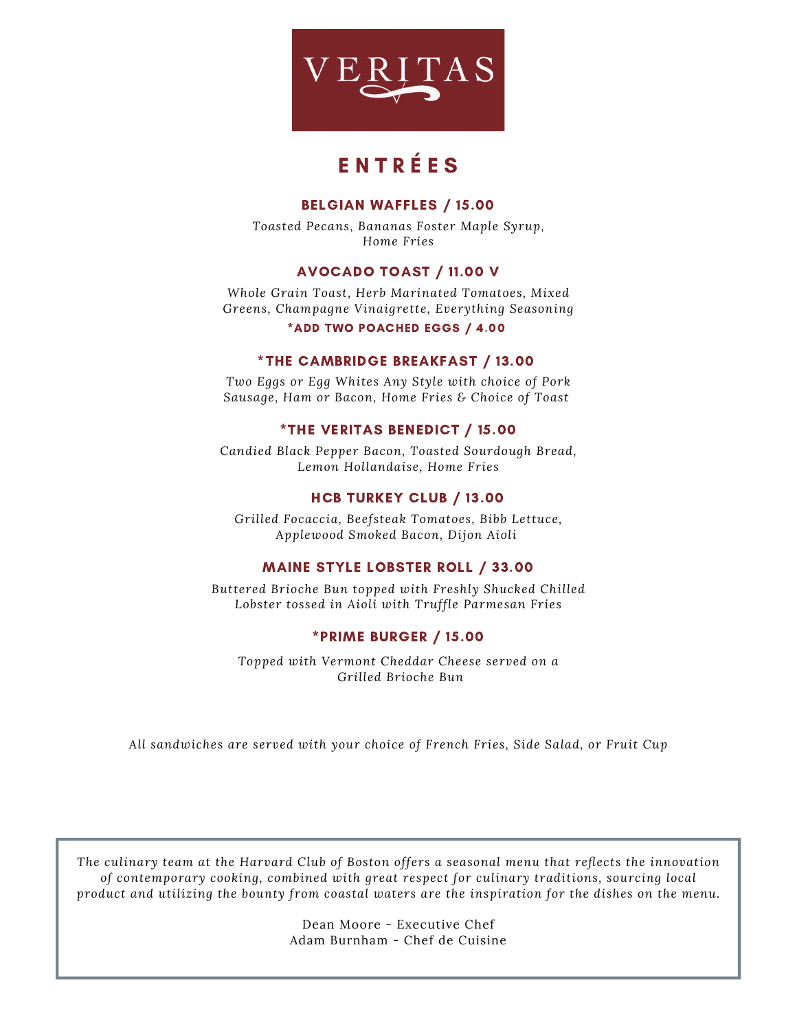VERITAS

# ENTRÉES

### BELGIAN WAFFLES / 15.00

*Toasted Pecans, Bananas Foster Maple Syrup, Home Fries*

### AVOCADO TOAST / 11.00 V

*Whole Grain Toast, Herb Marinated Tomatoes, Mixed Greens, Champagne Vinaigrette, Everything Seasoning*

*ADD TWO POACHED EGGS / 4.00

### *THE CAMBRIDGE BREAKFAST / 13.00

*Two Eggs or Egg Whites Any Style with choice of Pork Sausage, Ham or Bacon, Home Fries & Choice of Toast*

### *THE VERITAS BENEDICT / 15.00

*Candied Black Pepper Bacon, Toasted Sourdough Bread, Lemon Hollandaise, Home Fries*

### HCB TURKEY CLUB / 13.00

*Grilled Focaccia, Beefsteak Tomatoes, Bibb Lettuce, Applewood Smoked Bacon, Dijon Aioli*

### MAINE STYLE LOBSTER ROLL / 33.00

*Buttered Brioche Bun topped with Freshly Shucked Chilled Lobster tossed in Aioli with Truffle Parmesan Fries*

### *PRIME BURGER / 15.00

*Topped with Vermont Cheddar Cheese served on a Grilled Brioche Bun*

*All sandwiches are served with your choice of French Fries, Side Salad, or Fruit Cup*

*The culinary team at the Harvard Club of Boston offers a seasonal menu that reflects the innovation of contemporary cooking, combined with great respect for culinary traditions, sourcing local product and utilizing the bounty from coastal waters are the inspiration for the dishes on the menu.*

Dean Moore - Executive Chef
Adam Burnham - Chef de Cuisine